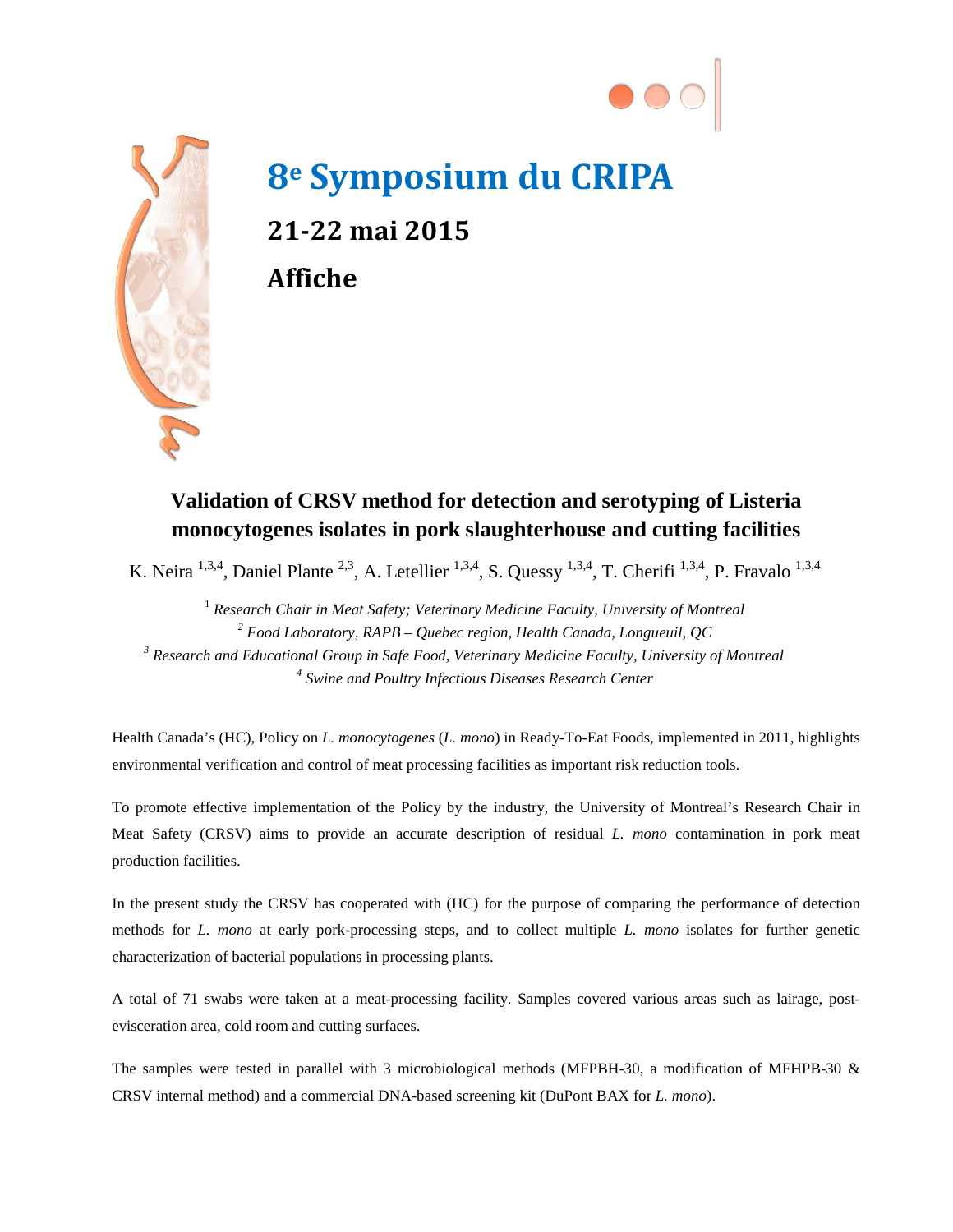# 8e Symposium du CRIPA

## 21-22 mai 2015

## Affiche

### Validation of CRSV method for detection and serotyping of Listeria monocytogenes isolates in pork slaughterhouse and cutting facilities

K. Neira [1,3,4], Daniel Plante [2,3], A. Letellier [1,3,4], S. Quessy [1,3,4], T. Cherifi [1,3,4], P. Fravalo [1,3,4]

[1] *Research Chair in Meat Safety; Veterinary Medicine Faculty, University of Montreal*
[2] *Food Laboratory, RAPB – Quebec region, Health Canada, Longueuil, QC*
[3] *Research and Educational Group in Safe Food, Veterinary Medicine Faculty, University of Montreal*
[4] *Swine and Poultry Infectious Diseases Research Center*

Health Canada's (HC), Policy on *L. monocytogenes* (*L. mono*) in Ready-To-Eat Foods, implemented in 2011, highlights environmental verification and control of meat processing facilities as important risk reduction tools.

To promote effective implementation of the Policy by the industry, the University of Montreal's Research Chair in Meat Safety (CRSV) aims to provide an accurate description of residual *L. mono* contamination in pork meat production facilities.

In the present study the CRSV has cooperated with (HC) for the purpose of comparing the performance of detection methods for *L. mono* at early pork-processing steps, and to collect multiple *L. mono* isolates for further genetic characterization of bacterial populations in processing plants.

A total of 71 swabs were taken at a meat-processing facility. Samples covered various areas such as lairage, post-evisceration area, cold room and cutting surfaces.

The samples were tested in parallel with 3 microbiological methods (MFPBH-30, a modification of MFHPB-30 & CRSV internal method) and a commercial DNA-based screening kit (DuPont BAX for *L. mono*).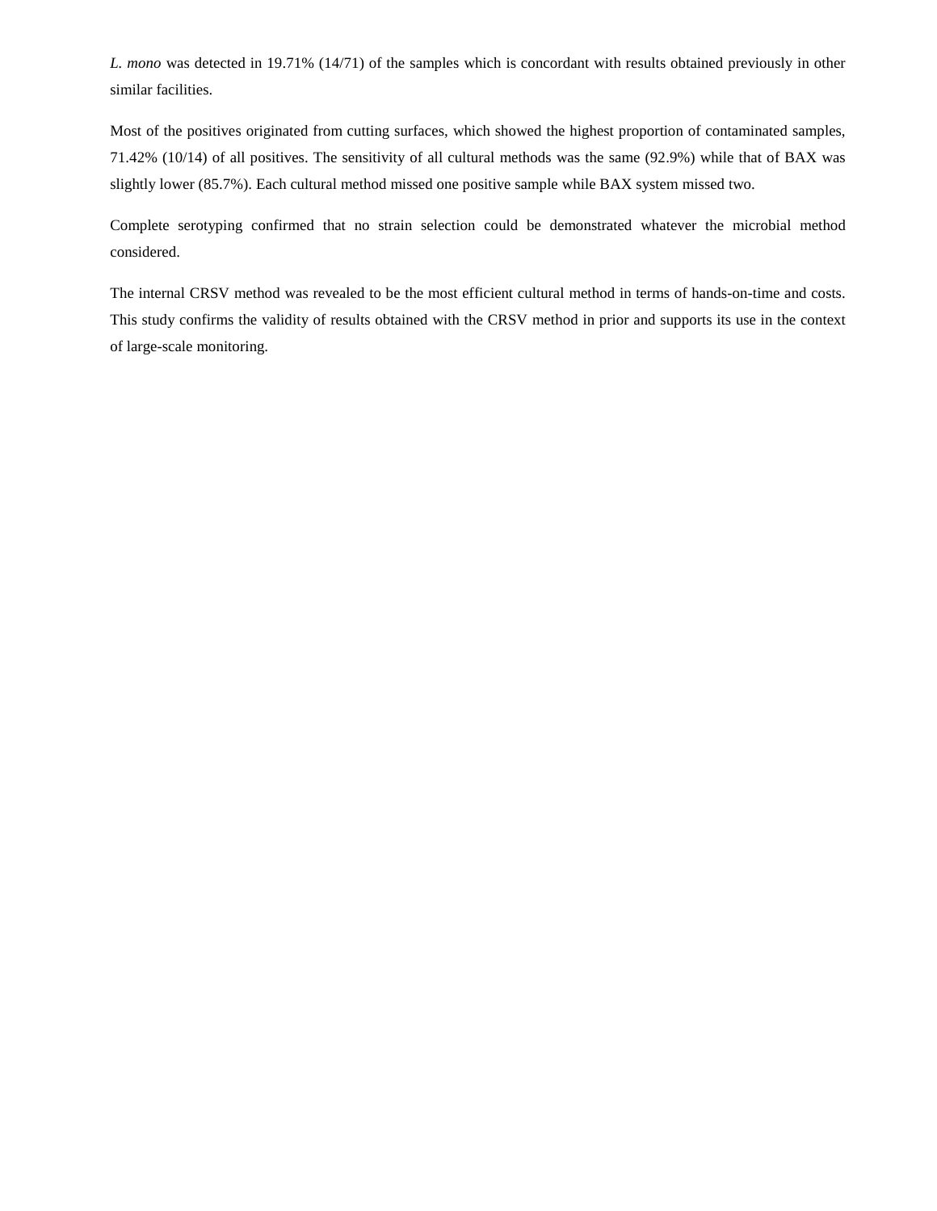*L. mono* was detected in 19.71% (14/71) of the samples which is concordant with results obtained previously in other similar facilities.

Most of the positives originated from cutting surfaces, which showed the highest proportion of contaminated samples, 71.42% (10/14) of all positives. The sensitivity of all cultural methods was the same (92.9%) while that of BAX was slightly lower (85.7%). Each cultural method missed one positive sample while BAX system missed two.

Complete serotyping confirmed that no strain selection could be demonstrated whatever the microbial method considered.

The internal CRSV method was revealed to be the most efficient cultural method in terms of hands-on-time and costs. This study confirms the validity of results obtained with the CRSV method in prior and supports its use in the context of large-scale monitoring.